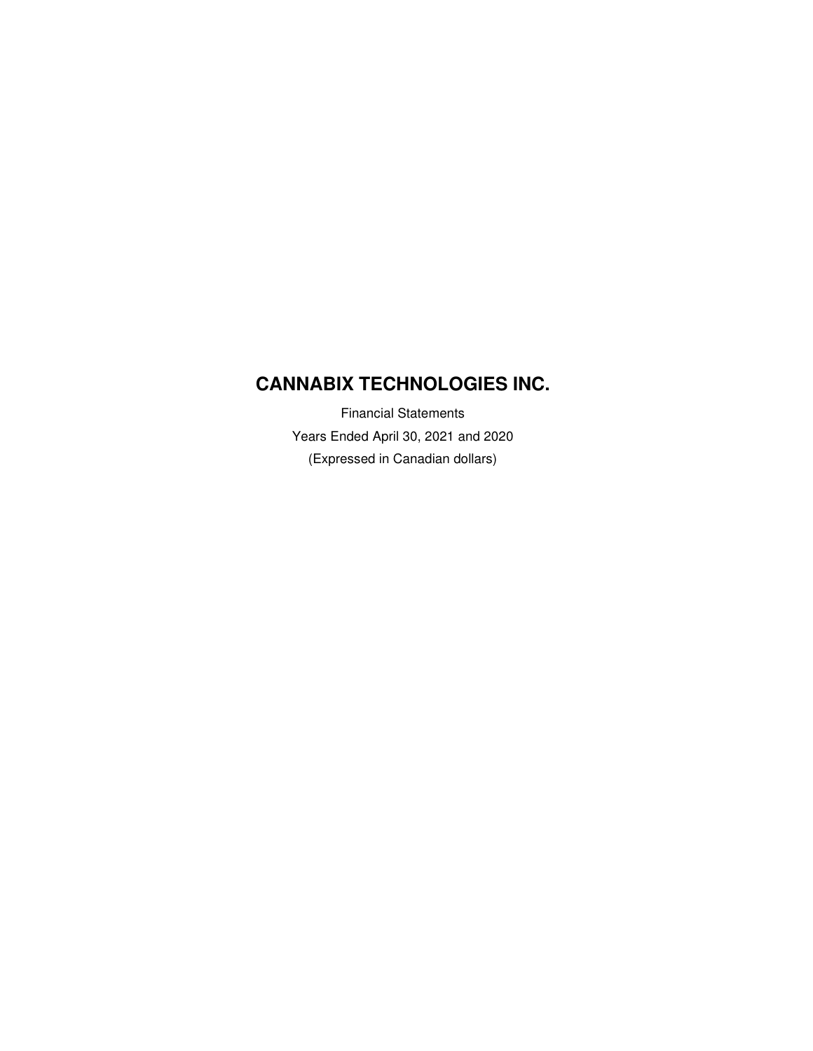# CANNABIX TECHNOLOGIES INC.

Financial Statements

Years Ended April 30, 2021 and 2020

(Expressed in Canadian dollars)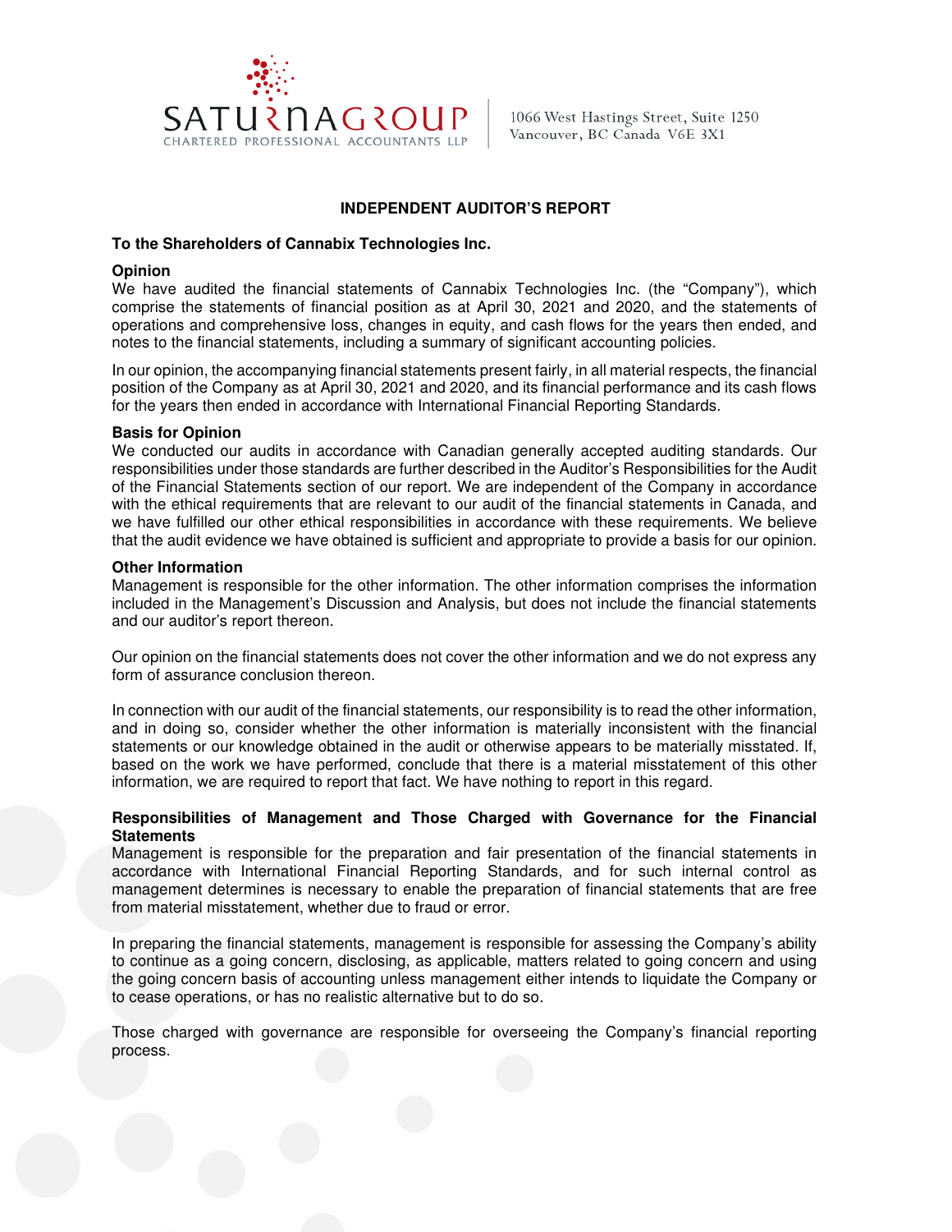SATURNA GROUP
CHARTERED PROFESSIONAL ACCOUNTANTS LLP

1066 West Hastings Street, Suite 1250
Vancouver, BC Canada V6E 3X1

## INDEPENDENT AUDITOR'S REPORT

**To the Shareholders of Cannabix Technologies Inc.**

**Opinion**

We have audited the financial statements of Cannabix Technologies Inc. (the "Company"), which comprise the statements of financial position as at April 30, 2021 and 2020, and the statements of operations and comprehensive loss, changes in equity, and cash flows for the years then ended, and notes to the financial statements, including a summary of significant accounting policies.

In our opinion, the accompanying financial statements present fairly, in all material respects, the financial position of the Company as at April 30, 2021 and 2020, and its financial performance and its cash flows for the years then ended in accordance with International Financial Reporting Standards.

**Basis for Opinion**

We conducted our audits in accordance with Canadian generally accepted auditing standards. Our responsibilities under those standards are further described in the Auditor's Responsibilities for the Audit of the Financial Statements section of our report. We are independent of the Company in accordance with the ethical requirements that are relevant to our audit of the financial statements in Canada, and we have fulfilled our other ethical responsibilities in accordance with these requirements. We believe that the audit evidence we have obtained is sufficient and appropriate to provide a basis for our opinion.

**Other Information**

Management is responsible for the other information. The other information comprises the information included in the Management's Discussion and Analysis, but does not include the financial statements and our auditor's report thereon.

Our opinion on the financial statements does not cover the other information and we do not express any form of assurance conclusion thereon.

In connection with our audit of the financial statements, our responsibility is to read the other information, and in doing so, consider whether the other information is materially inconsistent with the financial statements or our knowledge obtained in the audit or otherwise appears to be materially misstated. If, based on the work we have performed, conclude that there is a material misstatement of this other information, we are required to report that fact. We have nothing to report in this regard.

**Responsibilities of Management and Those Charged with Governance for the Financial Statements**

Management is responsible for the preparation and fair presentation of the financial statements in accordance with International Financial Reporting Standards, and for such internal control as management determines is necessary to enable the preparation of financial statements that are free from material misstatement, whether due to fraud or error.

In preparing the financial statements, management is responsible for assessing the Company's ability to continue as a going concern, disclosing, as applicable, matters related to going concern and using the going concern basis of accounting unless management either intends to liquidate the Company or to cease operations, or has no realistic alternative but to do so.

Those charged with governance are responsible for overseeing the Company's financial reporting process.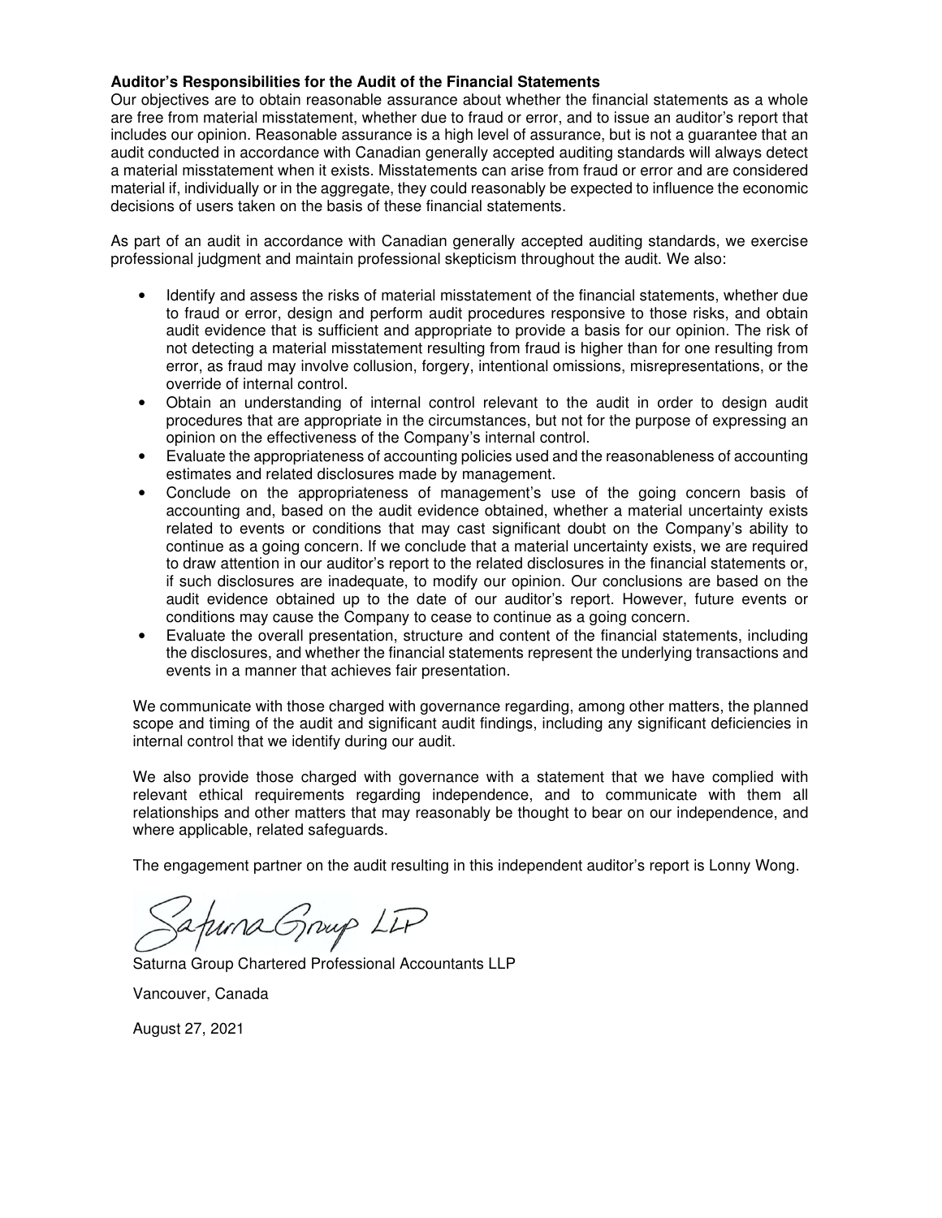**Auditor's Responsibilities for the Audit of the Financial Statements**

Our objectives are to obtain reasonable assurance about whether the financial statements as a whole are free from material misstatement, whether due to fraud or error, and to issue an auditor's report that includes our opinion. Reasonable assurance is a high level of assurance, but is not a guarantee that an audit conducted in accordance with Canadian generally accepted auditing standards will always detect a material misstatement when it exists. Misstatements can arise from fraud or error and are considered material if, individually or in the aggregate, they could reasonably be expected to influence the economic decisions of users taken on the basis of these financial statements.

As part of an audit in accordance with Canadian generally accepted auditing standards, we exercise professional judgment and maintain professional skepticism throughout the audit. We also:

- Identify and assess the risks of material misstatement of the financial statements, whether due to fraud or error, design and perform audit procedures responsive to those risks, and obtain audit evidence that is sufficient and appropriate to provide a basis for our opinion. The risk of not detecting a material misstatement resulting from fraud is higher than for one resulting from error, as fraud may involve collusion, forgery, intentional omissions, misrepresentations, or the override of internal control.
- Obtain an understanding of internal control relevant to the audit in order to design audit procedures that are appropriate in the circumstances, but not for the purpose of expressing an opinion on the effectiveness of the Company's internal control.
- Evaluate the appropriateness of accounting policies used and the reasonableness of accounting estimates and related disclosures made by management.
- Conclude on the appropriateness of management's use of the going concern basis of accounting and, based on the audit evidence obtained, whether a material uncertainty exists related to events or conditions that may cast significant doubt on the Company's ability to continue as a going concern. If we conclude that a material uncertainty exists, we are required to draw attention in our auditor's report to the related disclosures in the financial statements or, if such disclosures are inadequate, to modify our opinion. Our conclusions are based on the audit evidence obtained up to the date of our auditor's report. However, future events or conditions may cause the Company to cease to continue as a going concern.
- Evaluate the overall presentation, structure and content of the financial statements, including the disclosures, and whether the financial statements represent the underlying transactions and events in a manner that achieves fair presentation.

We communicate with those charged with governance regarding, among other matters, the planned scope and timing of the audit and significant audit findings, including any significant deficiencies in internal control that we identify during our audit.

We also provide those charged with governance with a statement that we have complied with relevant ethical requirements regarding independence, and to communicate with them all relationships and other matters that may reasonably be thought to bear on our independence, and where applicable, related safeguards.

The engagement partner on the audit resulting in this independent auditor's report is Lonny Wong.

Saturna Group LLP

Saturna Group Chartered Professional Accountants LLP

Vancouver, Canada

August 27, 2021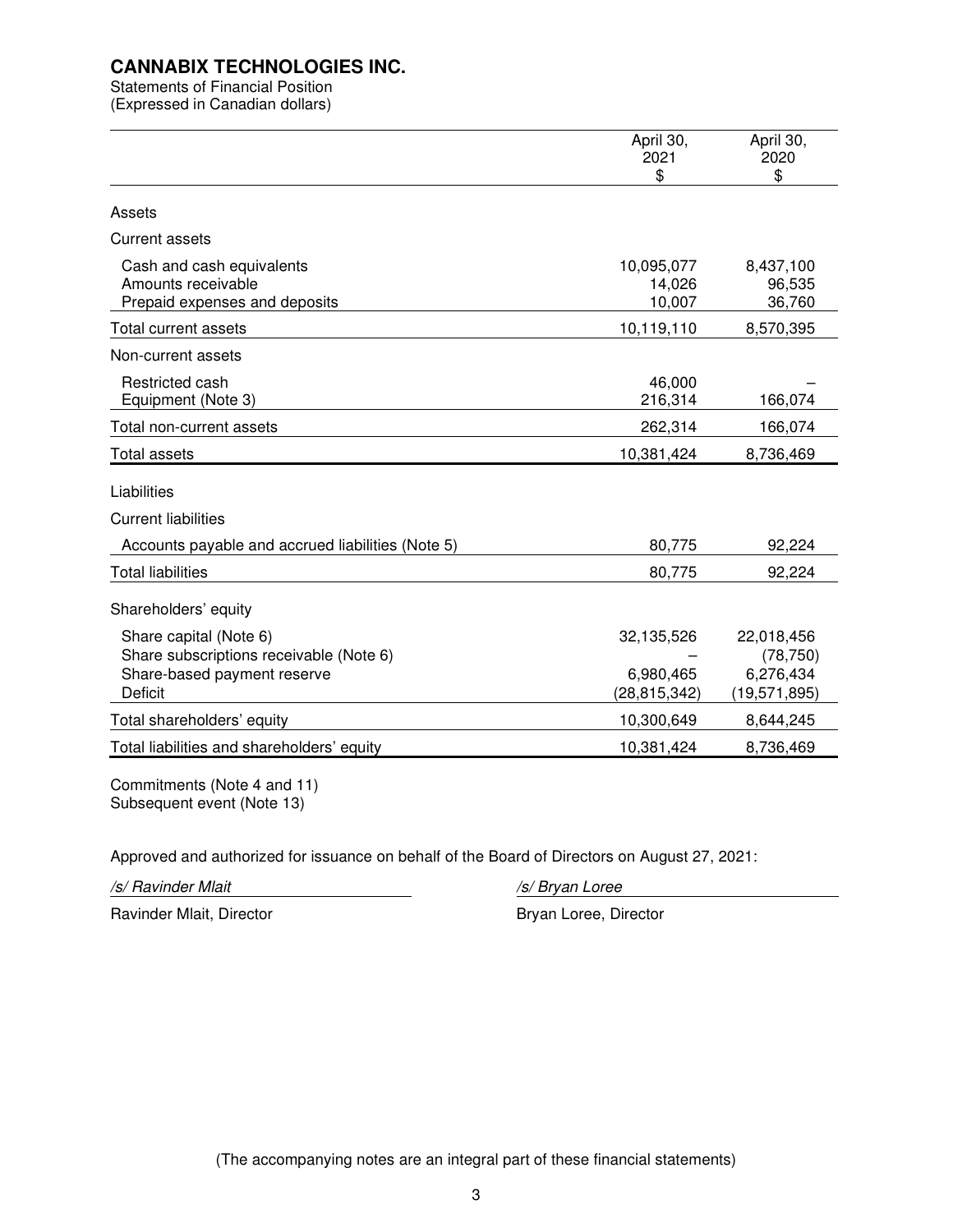# CANNABIX TECHNOLOGIES INC.

Statements of Financial Position
(Expressed in Canadian dollars)

| | April 30, 2021 $ | April 30, 2020 $ |
|---|---|---|
| **Assets** | | |
| **Current assets** | | |
| Cash and cash equivalents | 10,095,077 | 8,437,100 |
| Amounts receivable | 14,026 | 96,535 |
| Prepaid expenses and deposits | 10,007 | 36,760 |
| Total current assets | 10,119,110 | 8,570,395 |
| **Non-current assets** | | |
| Restricted cash | 46,000 | – |
| Equipment (Note 3) | 216,314 | 166,074 |
| Total non-current assets | 262,314 | 166,074 |
| Total assets | 10,381,424 | 8,736,469 |
| **Liabilities** | | |
| **Current liabilities** | | |
| Accounts payable and accrued liabilities (Note 5) | 80,775 | 92,224 |
| Total liabilities | 80,775 | 92,224 |
| **Shareholders' equity** | | |
| Share capital (Note 6) | 32,135,526 | 22,018,456 |
| Share subscriptions receivable (Note 6) | – | (78,750) |
| Share-based payment reserve | 6,980,465 | 6,276,434 |
| Deficit | (28,815,342) | (19,571,895) |
| Total shareholders' equity | 10,300,649 | 8,644,245 |
| Total liabilities and shareholders' equity | 10,381,424 | 8,736,469 |

Commitments (Note 4 and 11)
Subsequent event (Note 13)

Approved and authorized for issuance on behalf of the Board of Directors on August 27, 2021:

*/s/ Ravinder Mlait* — Ravinder Mlait, Director

*/s/ Bryan Loree* — Bryan Loree, Director

(The accompanying notes are an integral part of these financial statements)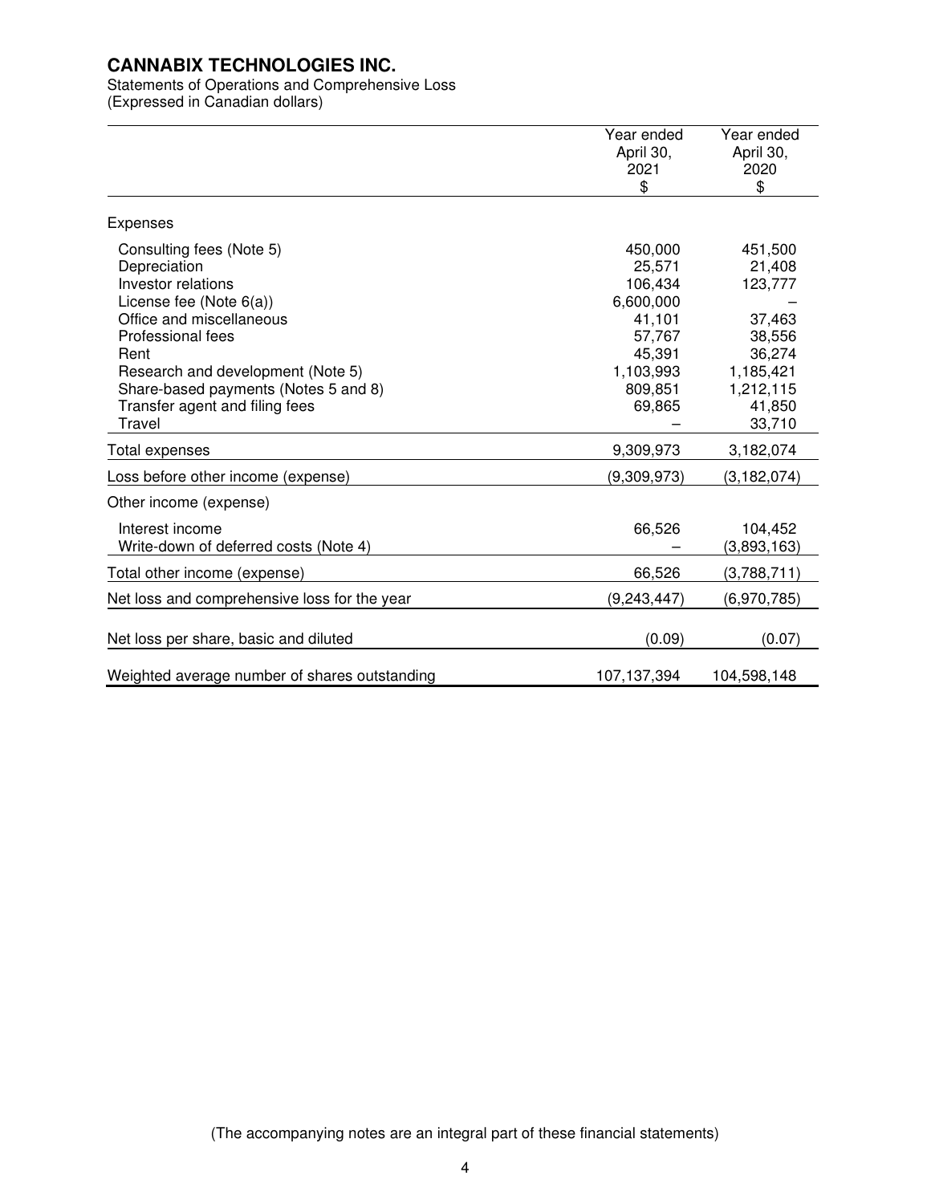# CANNABIX TECHNOLOGIES INC.

Statements of Operations and Comprehensive Loss
(Expressed in Canadian dollars)

| | Year ended April 30, 2021 $ | Year ended April 30, 2020 $ |
|---|---|---|
| Expenses | | |
| Consulting fees (Note 5) | 450,000 | 451,500 |
| Depreciation | 25,571 | 21,408 |
| Investor relations | 106,434 | 123,777 |
| License fee (Note 6(a)) | 6,600,000 | – |
| Office and miscellaneous | 41,101 | 37,463 |
| Professional fees | 57,767 | 38,556 |
| Rent | 45,391 | 36,274 |
| Research and development (Note 5) | 1,103,993 | 1,185,421 |
| Share-based payments (Notes 5 and 8) | 809,851 | 1,212,115 |
| Transfer agent and filing fees | 69,865 | 41,850 |
| Travel | – | 33,710 |
| Total expenses | 9,309,973 | 3,182,074 |
| Loss before other income (expense) | (9,309,973) | (3,182,074) |
| Other income (expense) | | |
| Interest income | 66,526 | 104,452 |
| Write-down of deferred costs (Note 4) | – | (3,893,163) |
| Total other income (expense) | 66,526 | (3,788,711) |
| Net loss and comprehensive loss for the year | (9,243,447) | (6,970,785) |
| Net loss per share, basic and diluted | (0.09) | (0.07) |
| Weighted average number of shares outstanding | 107,137,394 | 104,598,148 |

(The accompanying notes are an integral part of these financial statements)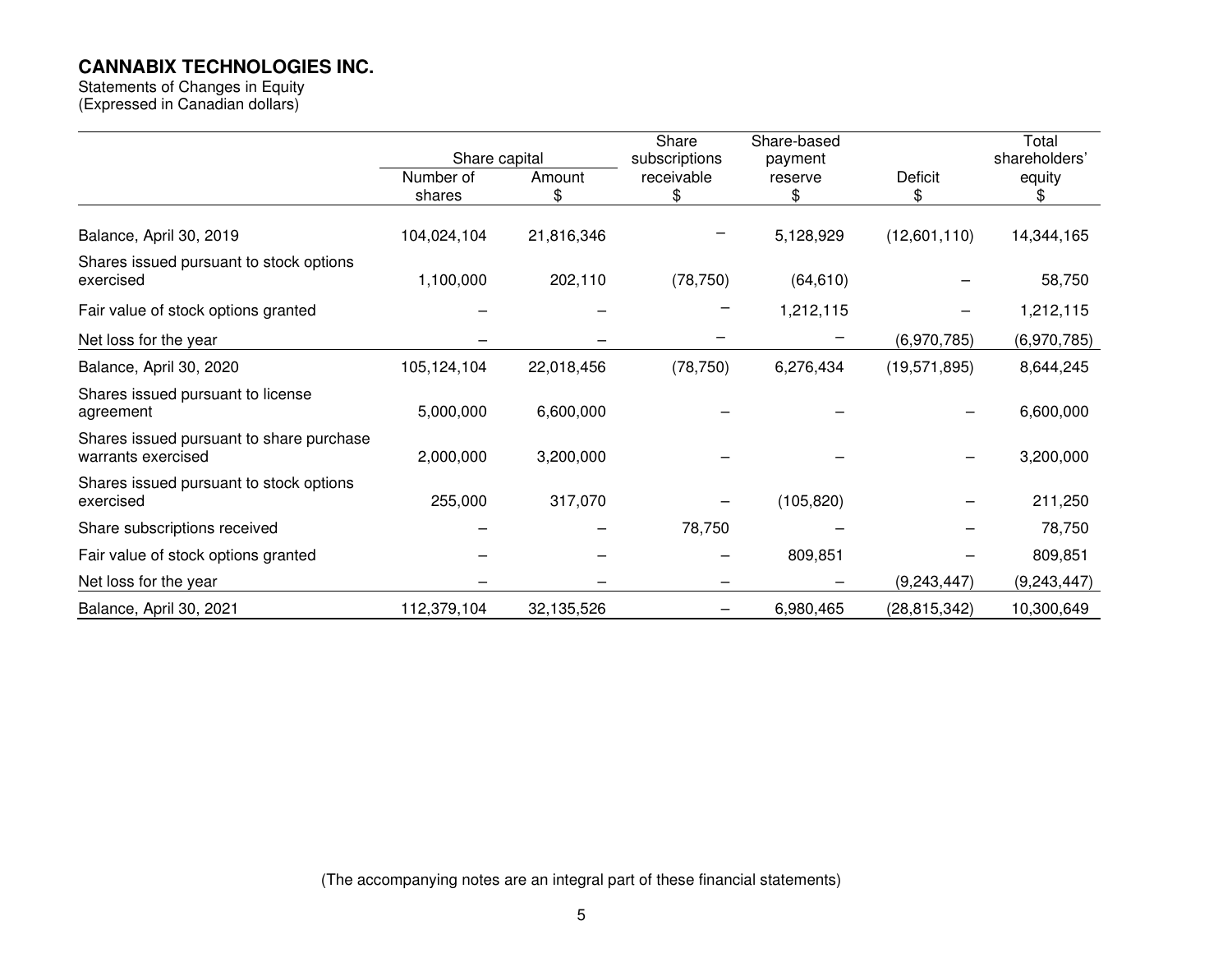**CANNABIX TECHNOLOGIES INC.**

Statements of Changes in Equity
(Expressed in Canadian dollars)

| | Share capital | | Share subscriptions receivable | Share-based payment reserve | Deficit | Total shareholders' equity |
|---|---|---|---|---|---|---|
| | Number of shares | Amount $ | $ | $ | $ | $ |
| Balance, April 30, 2019 | 104,024,104 | 21,816,346 | – | 5,128,929 | (12,601,110) | 14,344,165 |
| Shares issued pursuant to stock options exercised | 1,100,000 | 202,110 | (78,750) | (64,610) | – | 58,750 |
| Fair value of stock options granted | – | – | – | 1,212,115 | – | 1,212,115 |
| Net loss for the year | – | – | – | – | (6,970,785) | (6,970,785) |
| Balance, April 30, 2020 | 105,124,104 | 22,018,456 | (78,750) | 6,276,434 | (19,571,895) | 8,644,245 |
| Shares issued pursuant to license agreement | 5,000,000 | 6,600,000 | – | – | – | 6,600,000 |
| Shares issued pursuant to share purchase warrants exercised | 2,000,000 | 3,200,000 | – | – | – | 3,200,000 |
| Shares issued pursuant to stock options exercised | 255,000 | 317,070 | – | (105,820) | – | 211,250 |
| Share subscriptions received | – | – | 78,750 | – | – | 78,750 |
| Fair value of stock options granted | – | – | – | 809,851 | – | 809,851 |
| Net loss for the year | – | – | – | – | (9,243,447) | (9,243,447) |
| Balance, April 30, 2021 | 112,379,104 | 32,135,526 | – | 6,980,465 | (28,815,342) | 10,300,649 |

(The accompanying notes are an integral part of these financial statements)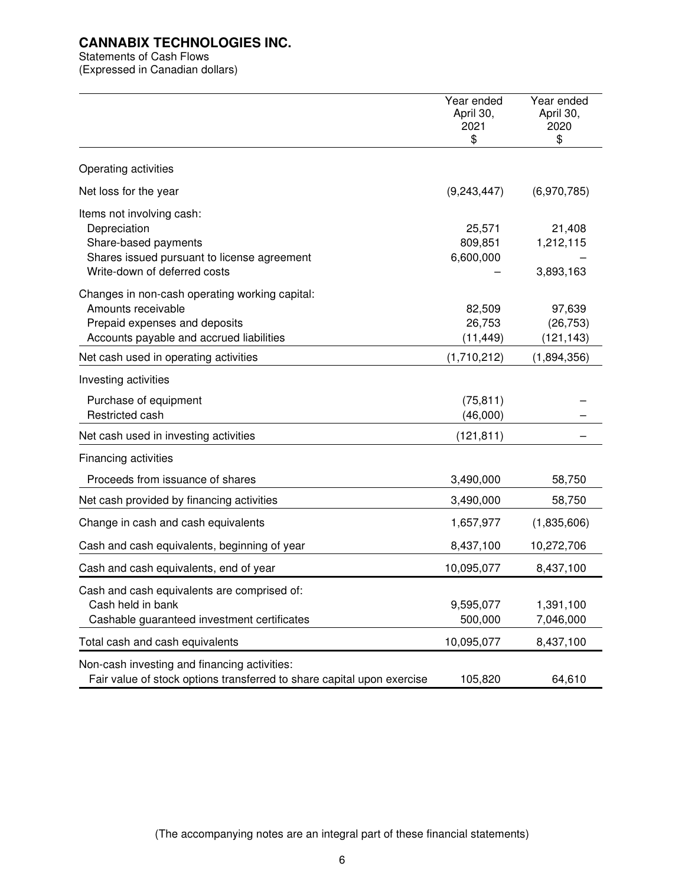**CANNABIX TECHNOLOGIES INC.**
Statements of Cash Flows
(Expressed in Canadian dollars)

| | Year ended April 30, 2021 $ | Year ended April 30, 2020 $ |
|---|---|---|
| Operating activities | | |
| Net loss for the year | (9,243,447) | (6,970,785) |
| Items not involving cash: | | |
| Depreciation | 25,571 | 21,408 |
| Share-based payments | 809,851 | 1,212,115 |
| Shares issued pursuant to license agreement | 6,600,000 | – |
| Write-down of deferred costs | – | 3,893,163 |
| Changes in non-cash operating working capital: | | |
| Amounts receivable | 82,509 | 97,639 |
| Prepaid expenses and deposits | 26,753 | (26,753) |
| Accounts payable and accrued liabilities | (11,449) | (121,143) |
| Net cash used in operating activities | (1,710,212) | (1,894,356) |
| Investing activities | | |
| Purchase of equipment | (75,811) | – |
| Restricted cash | (46,000) | – |
| Net cash used in investing activities | (121,811) | – |
| Financing activities | | |
| Proceeds from issuance of shares | 3,490,000 | 58,750 |
| Net cash provided by financing activities | 3,490,000 | 58,750 |
| Change in cash and cash equivalents | 1,657,977 | (1,835,606) |
| Cash and cash equivalents, beginning of year | 8,437,100 | 10,272,706 |
| Cash and cash equivalents, end of year | 10,095,077 | 8,437,100 |
| Cash and cash equivalents are comprised of: | | |
| Cash held in bank | 9,595,077 | 1,391,100 |
| Cashable guaranteed investment certificates | 500,000 | 7,046,000 |
| Total cash and cash equivalents | 10,095,077 | 8,437,100 |
| Non-cash investing and financing activities: | | |
| Fair value of stock options transferred to share capital upon exercise | 105,820 | 64,610 |

(The accompanying notes are an integral part of these financial statements)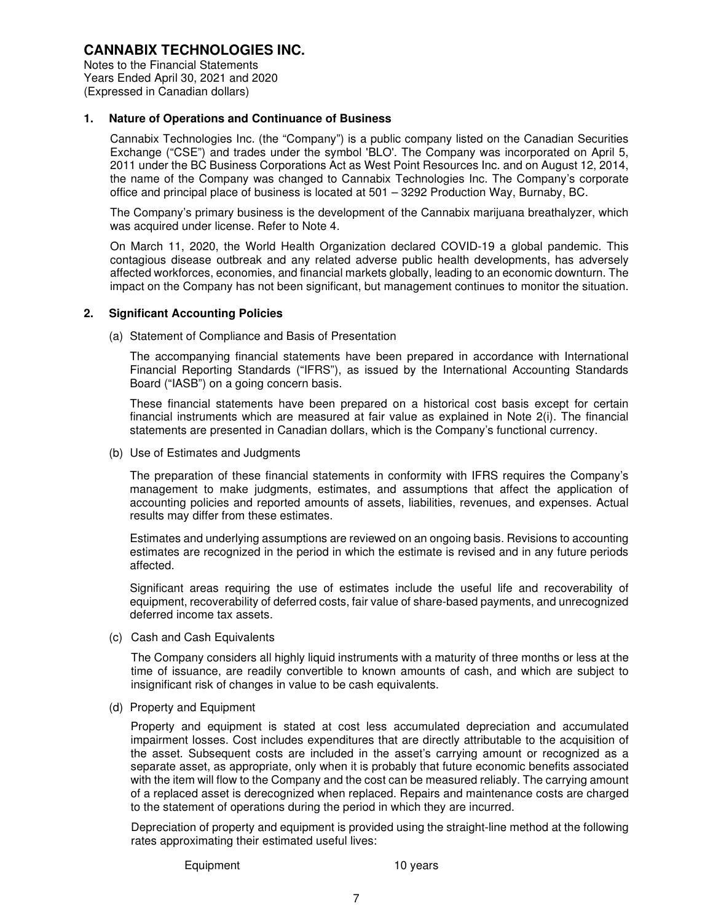# CANNABIX TECHNOLOGIES INC.

Notes to the Financial Statements
Years Ended April 30, 2021 and 2020
(Expressed in Canadian dollars)

## 1. Nature of Operations and Continuance of Business

Cannabix Technologies Inc. (the "Company") is a public company listed on the Canadian Securities Exchange ("CSE") and trades under the symbol 'BLO'. The Company was incorporated on April 5, 2011 under the BC Business Corporations Act as West Point Resources Inc. and on August 12, 2014, the name of the Company was changed to Cannabix Technologies Inc. The Company's corporate office and principal place of business is located at 501 – 3292 Production Way, Burnaby, BC.

The Company's primary business is the development of the Cannabix marijuana breathalyzer, which was acquired under license. Refer to Note 4.

On March 11, 2020, the World Health Organization declared COVID-19 a global pandemic. This contagious disease outbreak and any related adverse public health developments, has adversely affected workforces, economies, and financial markets globally, leading to an economic downturn. The impact on the Company has not been significant, but management continues to monitor the situation.

## 2. Significant Accounting Policies

(a) Statement of Compliance and Basis of Presentation

The accompanying financial statements have been prepared in accordance with International Financial Reporting Standards ("IFRS"), as issued by the International Accounting Standards Board ("IASB") on a going concern basis.

These financial statements have been prepared on a historical cost basis except for certain financial instruments which are measured at fair value as explained in Note 2(i). The financial statements are presented in Canadian dollars, which is the Company's functional currency.

(b) Use of Estimates and Judgments

The preparation of these financial statements in conformity with IFRS requires the Company's management to make judgments, estimates, and assumptions that affect the application of accounting policies and reported amounts of assets, liabilities, revenues, and expenses. Actual results may differ from these estimates.

Estimates and underlying assumptions are reviewed on an ongoing basis. Revisions to accounting estimates are recognized in the period in which the estimate is revised and in any future periods affected.

Significant areas requiring the use of estimates include the useful life and recoverability of equipment, recoverability of deferred costs, fair value of share-based payments, and unrecognized deferred income tax assets.

(c) Cash and Cash Equivalents

The Company considers all highly liquid instruments with a maturity of three months or less at the time of issuance, are readily convertible to known amounts of cash, and which are subject to insignificant risk of changes in value to be cash equivalents.

(d) Property and Equipment

Property and equipment is stated at cost less accumulated depreciation and accumulated impairment losses. Cost includes expenditures that are directly attributable to the acquisition of the asset. Subsequent costs are included in the asset's carrying amount or recognized as a separate asset, as appropriate, only when it is probably that future economic benefits associated with the item will flow to the Company and the cost can be measured reliably. The carrying amount of a replaced asset is derecognized when replaced. Repairs and maintenance costs are charged to the statement of operations during the period in which they are incurred.

Depreciation of property and equipment is provided using the straight-line method at the following rates approximating their estimated useful lives:

| | |
|---|---|
| Equipment | 10 years |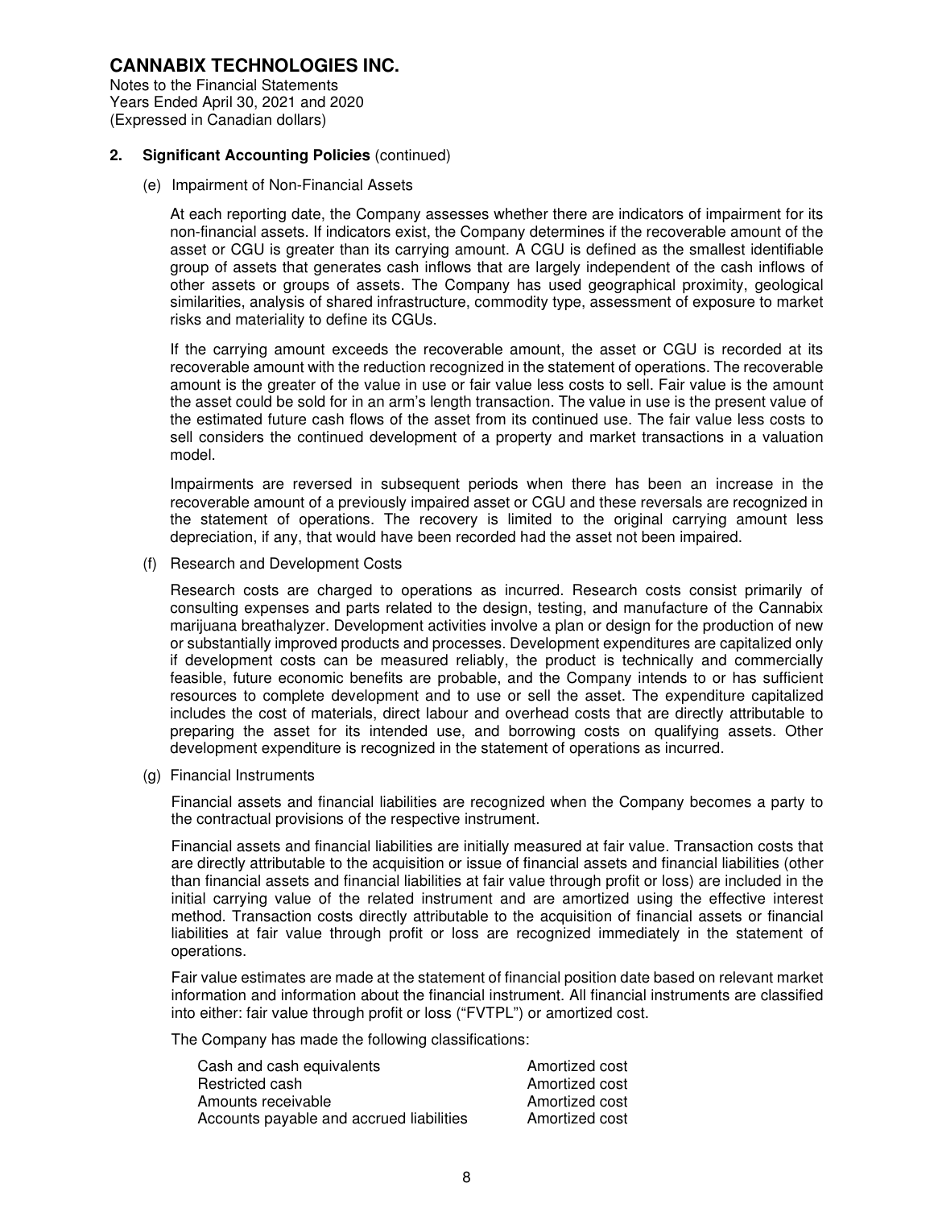**2. Significant Accounting Policies** (continued)

(e) Impairment of Non-Financial Assets

At each reporting date, the Company assesses whether there are indicators of impairment for its non-financial assets. If indicators exist, the Company determines if the recoverable amount of the asset or CGU is greater than its carrying amount. A CGU is defined as the smallest identifiable group of assets that generates cash inflows that are largely independent of the cash inflows of other assets or groups of assets. The Company has used geographical proximity, geological similarities, analysis of shared infrastructure, commodity type, assessment of exposure to market risks and materiality to define its CGUs.

If the carrying amount exceeds the recoverable amount, the asset or CGU is recorded at its recoverable amount with the reduction recognized in the statement of operations. The recoverable amount is the greater of the value in use or fair value less costs to sell. Fair value is the amount the asset could be sold for in an arm's length transaction. The value in use is the present value of the estimated future cash flows of the asset from its continued use. The fair value less costs to sell considers the continued development of a property and market transactions in a valuation model.

Impairments are reversed in subsequent periods when there has been an increase in the recoverable amount of a previously impaired asset or CGU and these reversals are recognized in the statement of operations. The recovery is limited to the original carrying amount less depreciation, if any, that would have been recorded had the asset not been impaired.

(f) Research and Development Costs

Research costs are charged to operations as incurred. Research costs consist primarily of consulting expenses and parts related to the design, testing, and manufacture of the Cannabix marijuana breathalyzer. Development activities involve a plan or design for the production of new or substantially improved products and processes. Development expenditures are capitalized only if development costs can be measured reliably, the product is technically and commercially feasible, future economic benefits are probable, and the Company intends to or has sufficient resources to complete development and to use or sell the asset. The expenditure capitalized includes the cost of materials, direct labour and overhead costs that are directly attributable to preparing the asset for its intended use, and borrowing costs on qualifying assets. Other development expenditure is recognized in the statement of operations as incurred.

(g) Financial Instruments

Financial assets and financial liabilities are recognized when the Company becomes a party to the contractual provisions of the respective instrument.

Financial assets and financial liabilities are initially measured at fair value. Transaction costs that are directly attributable to the acquisition or issue of financial assets and financial liabilities (other than financial assets and financial liabilities at fair value through profit or loss) are included in the initial carrying value of the related instrument and are amortized using the effective interest method. Transaction costs directly attributable to the acquisition of financial assets or financial liabilities at fair value through profit or loss are recognized immediately in the statement of operations.

Fair value estimates are made at the statement of financial position date based on relevant market information and information about the financial instrument. All financial instruments are classified into either: fair value through profit or loss ("FVTPL") or amortized cost.

The Company has made the following classifications:

| | |
|---|---|
| Cash and cash equivalents | Amortized cost |
| Restricted cash | Amortized cost |
| Amounts receivable | Amortized cost |
| Accounts payable and accrued liabilities | Amortized cost |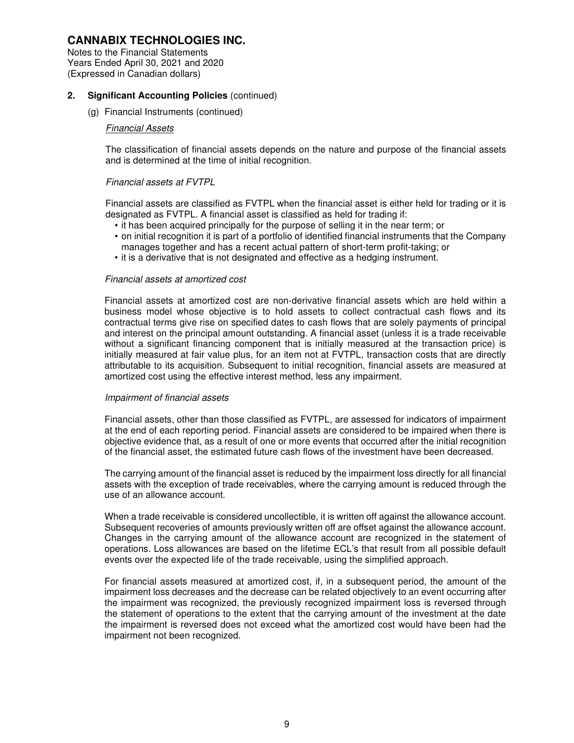**2. Significant Accounting Policies** (continued)

(g) Financial Instruments (continued)

*Financial Assets*

The classification of financial assets depends on the nature and purpose of the financial assets and is determined at the time of initial recognition.

*Financial assets at FVTPL*

Financial assets are classified as FVTPL when the financial asset is either held for trading or it is designated as FVTPL. A financial asset is classified as held for trading if:

- it has been acquired principally for the purpose of selling it in the near term; or
- on initial recognition it is part of a portfolio of identified financial instruments that the Company manages together and has a recent actual pattern of short-term profit-taking; or
- it is a derivative that is not designated and effective as a hedging instrument.

*Financial assets at amortized cost*

Financial assets at amortized cost are non-derivative financial assets which are held within a business model whose objective is to hold assets to collect contractual cash flows and its contractual terms give rise on specified dates to cash flows that are solely payments of principal and interest on the principal amount outstanding. A financial asset (unless it is a trade receivable without a significant financing component that is initially measured at the transaction price) is initially measured at fair value plus, for an item not at FVTPL, transaction costs that are directly attributable to its acquisition. Subsequent to initial recognition, financial assets are measured at amortized cost using the effective interest method, less any impairment.

*Impairment of financial assets*

Financial assets, other than those classified as FVTPL, are assessed for indicators of impairment at the end of each reporting period. Financial assets are considered to be impaired when there is objective evidence that, as a result of one or more events that occurred after the initial recognition of the financial asset, the estimated future cash flows of the investment have been decreased.

The carrying amount of the financial asset is reduced by the impairment loss directly for all financial assets with the exception of trade receivables, where the carrying amount is reduced through the use of an allowance account.

When a trade receivable is considered uncollectible, it is written off against the allowance account. Subsequent recoveries of amounts previously written off are offset against the allowance account. Changes in the carrying amount of the allowance account are recognized in the statement of operations. Loss allowances are based on the lifetime ECL's that result from all possible default events over the expected life of the trade receivable, using the simplified approach.

For financial assets measured at amortized cost, if, in a subsequent period, the amount of the impairment loss decreases and the decrease can be related objectively to an event occurring after the impairment was recognized, the previously recognized impairment loss is reversed through the statement of operations to the extent that the carrying amount of the investment at the date the impairment is reversed does not exceed what the amortized cost would have been had the impairment not been recognized.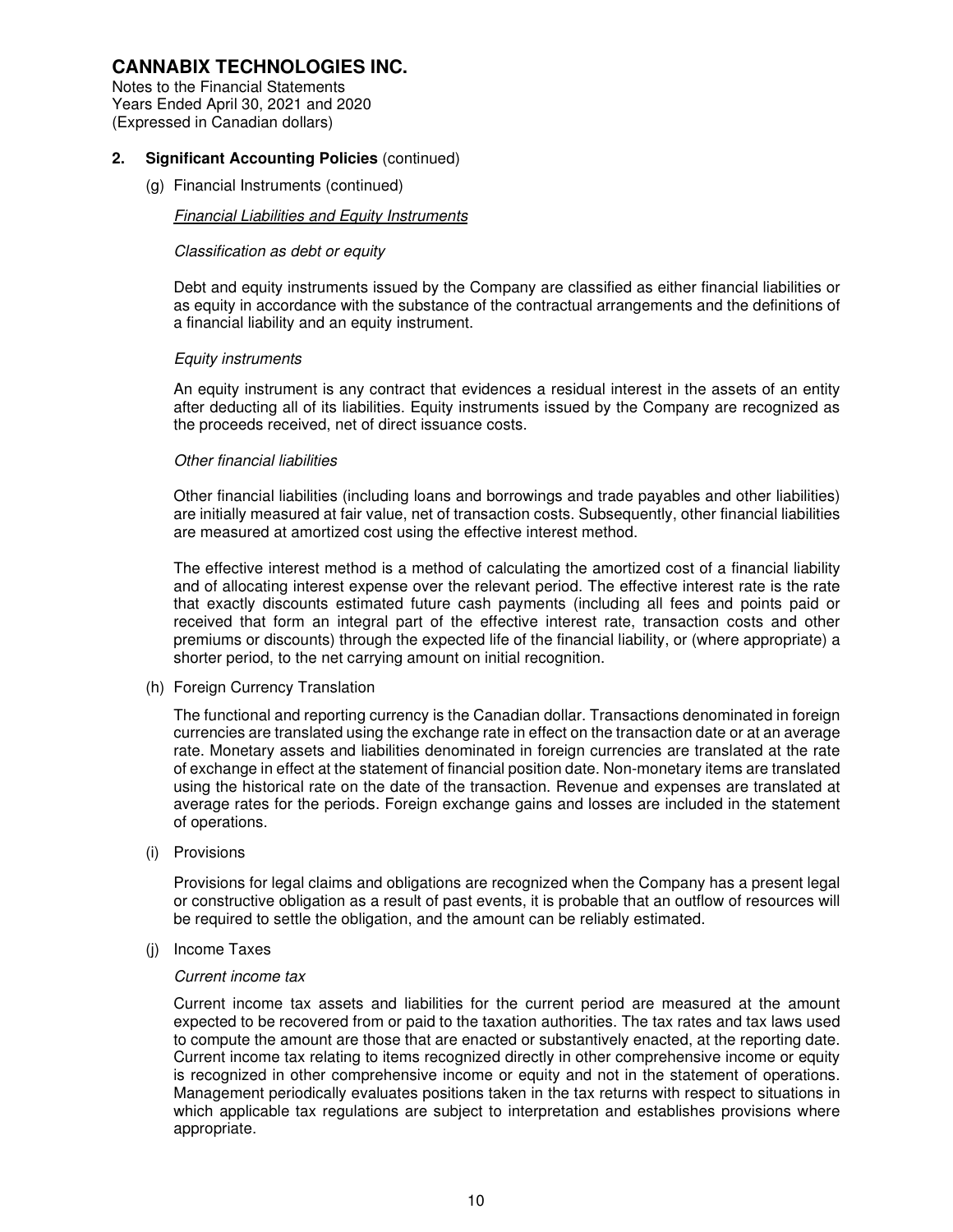## 2. Significant Accounting Policies (continued)

(g) Financial Instruments (continued)

*Financial Liabilities and Equity Instruments*

*Classification as debt or equity*

Debt and equity instruments issued by the Company are classified as either financial liabilities or as equity in accordance with the substance of the contractual arrangements and the definitions of a financial liability and an equity instrument.

*Equity instruments*

An equity instrument is any contract that evidences a residual interest in the assets of an entity after deducting all of its liabilities. Equity instruments issued by the Company are recognized as the proceeds received, net of direct issuance costs.

*Other financial liabilities*

Other financial liabilities (including loans and borrowings and trade payables and other liabilities) are initially measured at fair value, net of transaction costs. Subsequently, other financial liabilities are measured at amortized cost using the effective interest method.

The effective interest method is a method of calculating the amortized cost of a financial liability and of allocating interest expense over the relevant period. The effective interest rate is the rate that exactly discounts estimated future cash payments (including all fees and points paid or received that form an integral part of the effective interest rate, transaction costs and other premiums or discounts) through the expected life of the financial liability, or (where appropriate) a shorter period, to the net carrying amount on initial recognition.

(h) Foreign Currency Translation

The functional and reporting currency is the Canadian dollar. Transactions denominated in foreign currencies are translated using the exchange rate in effect on the transaction date or at an average rate. Monetary assets and liabilities denominated in foreign currencies are translated at the rate of exchange in effect at the statement of financial position date. Non-monetary items are translated using the historical rate on the date of the transaction. Revenue and expenses are translated at average rates for the periods. Foreign exchange gains and losses are included in the statement of operations.

(i) Provisions

Provisions for legal claims and obligations are recognized when the Company has a present legal or constructive obligation as a result of past events, it is probable that an outflow of resources will be required to settle the obligation, and the amount can be reliably estimated.

(j) Income Taxes

*Current income tax*

Current income tax assets and liabilities for the current period are measured at the amount expected to be recovered from or paid to the taxation authorities. The tax rates and tax laws used to compute the amount are those that are enacted or substantively enacted, at the reporting date. Current income tax relating to items recognized directly in other comprehensive income or equity is recognized in other comprehensive income or equity and not in the statement of operations. Management periodically evaluates positions taken in the tax returns with respect to situations in which applicable tax regulations are subject to interpretation and establishes provisions where appropriate.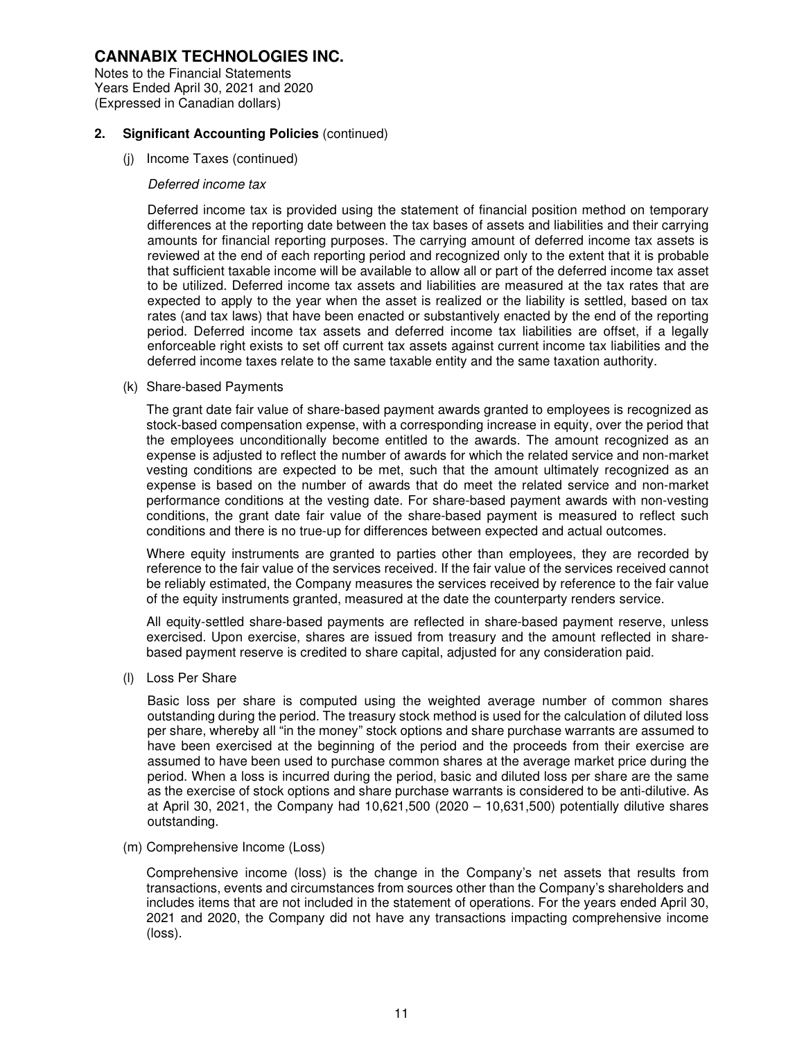# CANNABIX TECHNOLOGIES INC.

Notes to the Financial Statements
Years Ended April 30, 2021 and 2020
(Expressed in Canadian dollars)

**2. Significant Accounting Policies** (continued)

(j) Income Taxes (continued)

*Deferred income tax*

Deferred income tax is provided using the statement of financial position method on temporary differences at the reporting date between the tax bases of assets and liabilities and their carrying amounts for financial reporting purposes. The carrying amount of deferred income tax assets is reviewed at the end of each reporting period and recognized only to the extent that it is probable that sufficient taxable income will be available to allow all or part of the deferred income tax asset to be utilized. Deferred income tax assets and liabilities are measured at the tax rates that are expected to apply to the year when the asset is realized or the liability is settled, based on tax rates (and tax laws) that have been enacted or substantively enacted by the end of the reporting period. Deferred income tax assets and deferred income tax liabilities are offset, if a legally enforceable right exists to set off current tax assets against current income tax liabilities and the deferred income taxes relate to the same taxable entity and the same taxation authority.

(k) Share-based Payments

The grant date fair value of share-based payment awards granted to employees is recognized as stock-based compensation expense, with a corresponding increase in equity, over the period that the employees unconditionally become entitled to the awards. The amount recognized as an expense is adjusted to reflect the number of awards for which the related service and non-market vesting conditions are expected to be met, such that the amount ultimately recognized as an expense is based on the number of awards that do meet the related service and non-market performance conditions at the vesting date. For share-based payment awards with non-vesting conditions, the grant date fair value of the share-based payment is measured to reflect such conditions and there is no true-up for differences between expected and actual outcomes.

Where equity instruments are granted to parties other than employees, they are recorded by reference to the fair value of the services received. If the fair value of the services received cannot be reliably estimated, the Company measures the services received by reference to the fair value of the equity instruments granted, measured at the date the counterparty renders service.

All equity-settled share-based payments are reflected in share-based payment reserve, unless exercised. Upon exercise, shares are issued from treasury and the amount reflected in share-based payment reserve is credited to share capital, adjusted for any consideration paid.

(l) Loss Per Share

Basic loss per share is computed using the weighted average number of common shares outstanding during the period. The treasury stock method is used for the calculation of diluted loss per share, whereby all "in the money" stock options and share purchase warrants are assumed to have been exercised at the beginning of the period and the proceeds from their exercise are assumed to have been used to purchase common shares at the average market price during the period. When a loss is incurred during the period, basic and diluted loss per share are the same as the exercise of stock options and share purchase warrants is considered to be anti-dilutive. As at April 30, 2021, the Company had 10,621,500 (2020 – 10,631,500) potentially dilutive shares outstanding.

(m) Comprehensive Income (Loss)

Comprehensive income (loss) is the change in the Company's net assets that results from transactions, events and circumstances from sources other than the Company's shareholders and includes items that are not included in the statement of operations. For the years ended April 30, 2021 and 2020, the Company did not have any transactions impacting comprehensive income (loss).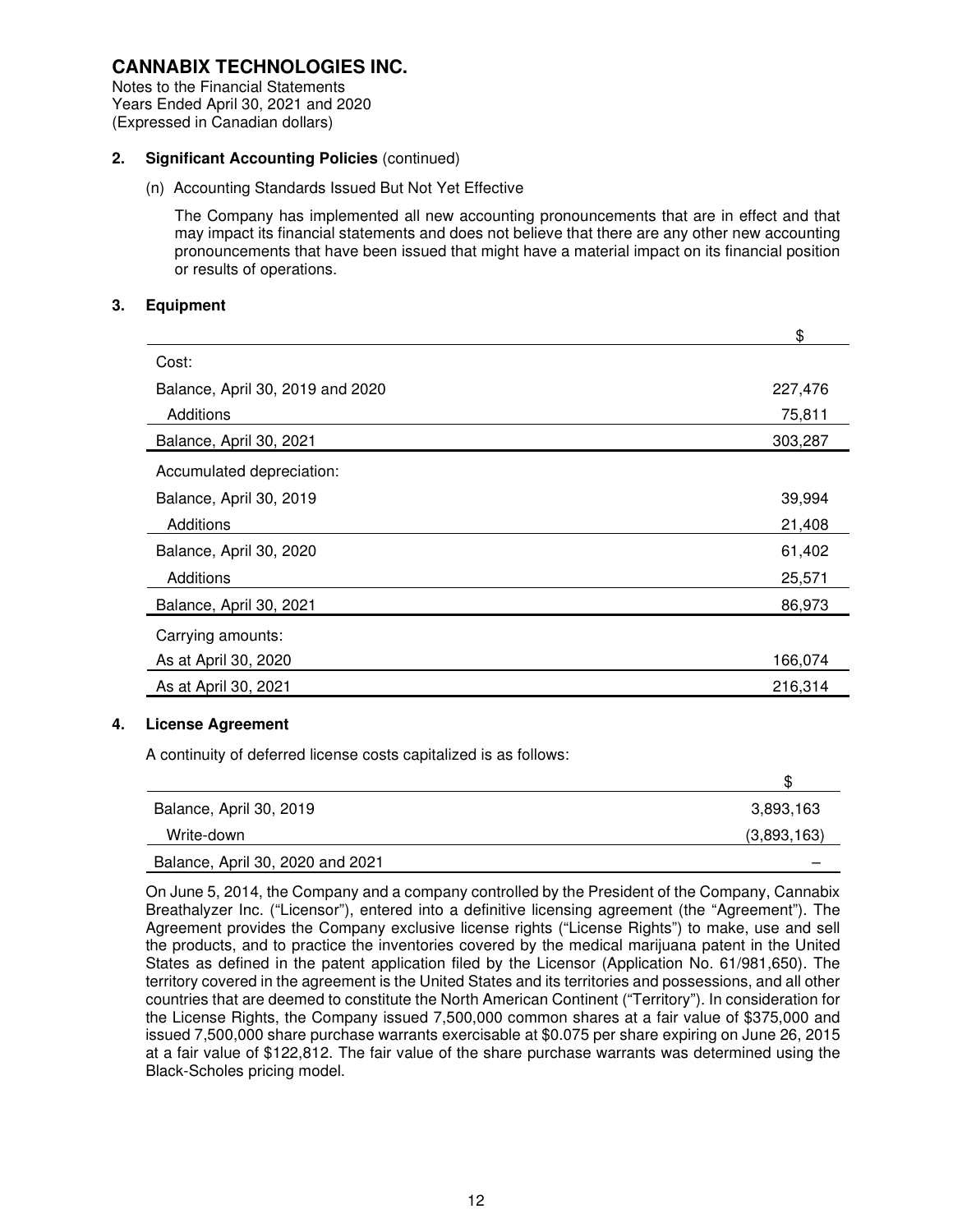**CANNABIX TECHNOLOGIES INC.**
Notes to the Financial Statements
Years Ended April 30, 2021 and 2020
(Expressed in Canadian dollars)

**2. Significant Accounting Policies** (continued)

(n) Accounting Standards Issued But Not Yet Effective

The Company has implemented all new accounting pronouncements that are in effect and that may impact its financial statements and does not believe that there are any other new accounting pronouncements that have been issued that might have a material impact on its financial position or results of operations.

**3. Equipment**

| | $ |
|---|---|
| Cost: | |
| Balance, April 30, 2019 and 2020 | 227,476 |
| Additions | 75,811 |
| Balance, April 30, 2021 | 303,287 |
| Accumulated depreciation: | |
| Balance, April 30, 2019 | 39,994 |
| Additions | 21,408 |
| Balance, April 30, 2020 | 61,402 |
| Additions | 25,571 |
| Balance, April 30, 2021 | 86,973 |
| Carrying amounts: | |
| As at April 30, 2020 | 166,074 |
| As at April 30, 2021 | 216,314 |

**4. License Agreement**

A continuity of deferred license costs capitalized is as follows:

| | $ |
|---|---|
| Balance, April 30, 2019 | 3,893,163 |
| Write-down | (3,893,163) |
| Balance, April 30, 2020 and 2021 | – |

On June 5, 2014, the Company and a company controlled by the President of the Company, Cannabix Breathalyzer Inc. ("Licensor"), entered into a definitive licensing agreement (the "Agreement"). The Agreement provides the Company exclusive license rights ("License Rights") to make, use and sell the products, and to practice the inventories covered by the medical marijuana patent in the United States as defined in the patent application filed by the Licensor (Application No. 61/981,650). The territory covered in the agreement is the United States and its territories and possessions, and all other countries that are deemed to constitute the North American Continent ("Territory"). In consideration for the License Rights, the Company issued 7,500,000 common shares at a fair value of $375,000 and issued 7,500,000 share purchase warrants exercisable at $0.075 per share expiring on June 26, 2015 at a fair value of $122,812. The fair value of the share purchase warrants was determined using the Black-Scholes pricing model.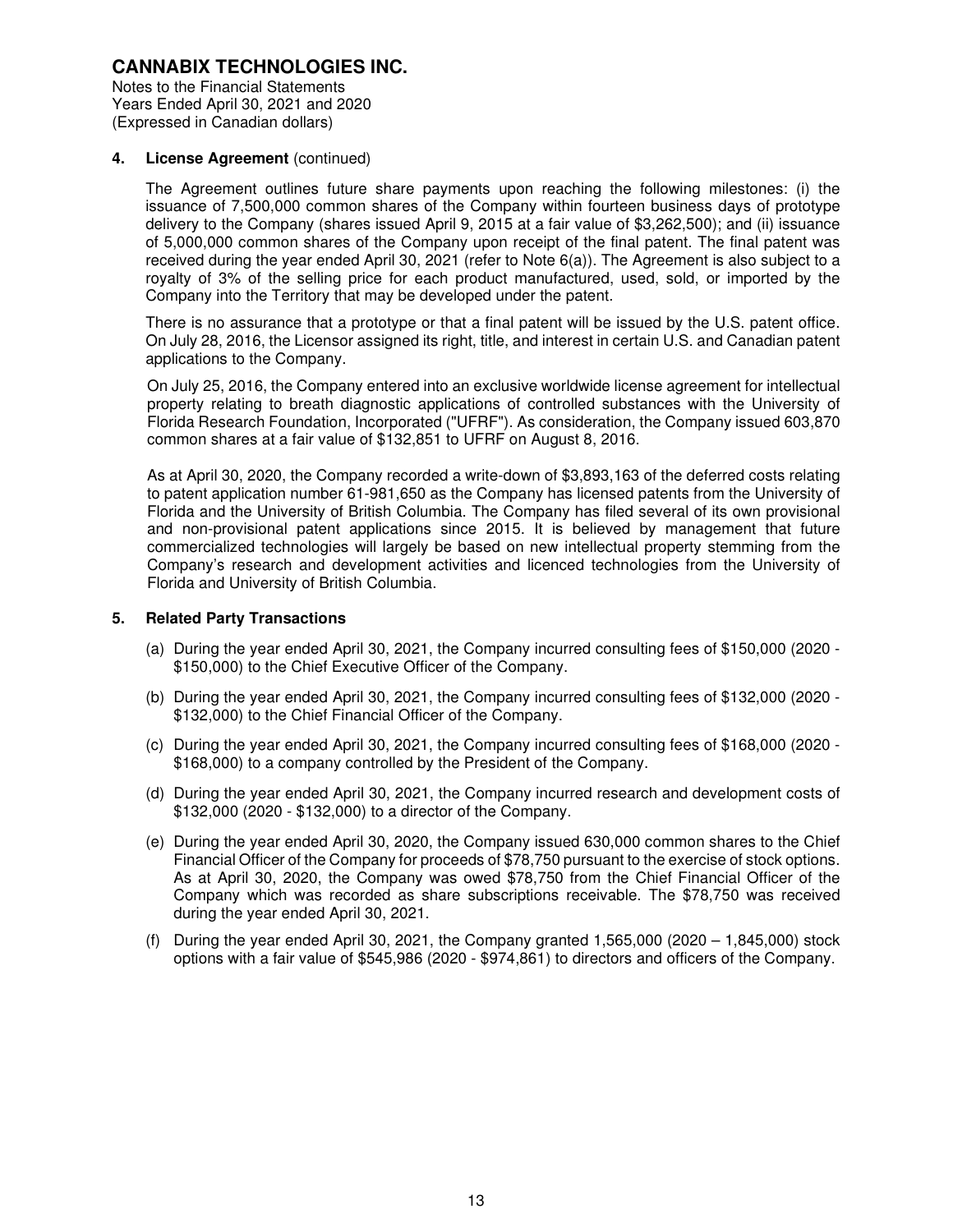## 4. License Agreement (continued)

The Agreement outlines future share payments upon reaching the following milestones: (i) the issuance of 7,500,000 common shares of the Company within fourteen business days of prototype delivery to the Company (shares issued April 9, 2015 at a fair value of $3,262,500); and (ii) issuance of 5,000,000 common shares of the Company upon receipt of the final patent. The final patent was received during the year ended April 30, 2021 (refer to Note 6(a)). The Agreement is also subject to a royalty of 3% of the selling price for each product manufactured, used, sold, or imported by the Company into the Territory that may be developed under the patent.

There is no assurance that a prototype or that a final patent will be issued by the U.S. patent office. On July 28, 2016, the Licensor assigned its right, title, and interest in certain U.S. and Canadian patent applications to the Company.

On July 25, 2016, the Company entered into an exclusive worldwide license agreement for intellectual property relating to breath diagnostic applications of controlled substances with the University of Florida Research Foundation, Incorporated ("UFRF"). As consideration, the Company issued 603,870 common shares at a fair value of $132,851 to UFRF on August 8, 2016.

As at April 30, 2020, the Company recorded a write-down of $3,893,163 of the deferred costs relating to patent application number 61-981,650 as the Company has licensed patents from the University of Florida and the University of British Columbia. The Company has filed several of its own provisional and non-provisional patent applications since 2015. It is believed by management that future commercialized technologies will largely be based on new intellectual property stemming from the Company's research and development activities and licenced technologies from the University of Florida and University of British Columbia.

## 5. Related Party Transactions

(a) During the year ended April 30, 2021, the Company incurred consulting fees of $150,000 (2020 - $150,000) to the Chief Executive Officer of the Company.

(b) During the year ended April 30, 2021, the Company incurred consulting fees of $132,000 (2020 - $132,000) to the Chief Financial Officer of the Company.

(c) During the year ended April 30, 2021, the Company incurred consulting fees of $168,000 (2020 - $168,000) to a company controlled by the President of the Company.

(d) During the year ended April 30, 2021, the Company incurred research and development costs of $132,000 (2020 - $132,000) to a director of the Company.

(e) During the year ended April 30, 2020, the Company issued 630,000 common shares to the Chief Financial Officer of the Company for proceeds of $78,750 pursuant to the exercise of stock options. As at April 30, 2020, the Company was owed $78,750 from the Chief Financial Officer of the Company which was recorded as share subscriptions receivable. The $78,750 was received during the year ended April 30, 2021.

(f) During the year ended April 30, 2021, the Company granted 1,565,000 (2020 – 1,845,000) stock options with a fair value of $545,986 (2020 - $974,861) to directors and officers of the Company.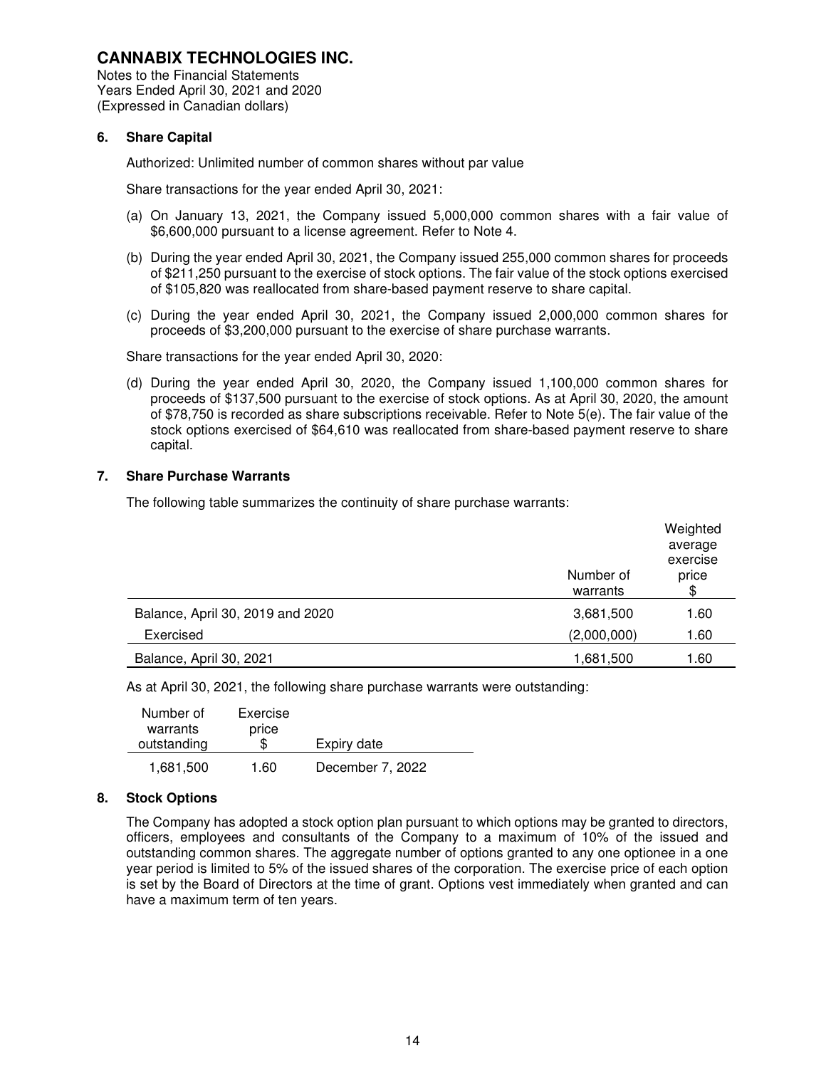# CANNABIX TECHNOLOGIES INC.

Notes to the Financial Statements
Years Ended April 30, 2021 and 2020
(Expressed in Canadian dollars)

## 6. Share Capital

Authorized: Unlimited number of common shares without par value

Share transactions for the year ended April 30, 2021:

(a) On January 13, 2021, the Company issued 5,000,000 common shares with a fair value of $6,600,000 pursuant to a license agreement. Refer to Note 4.

(b) During the year ended April 30, 2021, the Company issued 255,000 common shares for proceeds of $211,250 pursuant to the exercise of stock options. The fair value of the stock options exercised of $105,820 was reallocated from share-based payment reserve to share capital.

(c) During the year ended April 30, 2021, the Company issued 2,000,000 common shares for proceeds of $3,200,000 pursuant to the exercise of share purchase warrants.

Share transactions for the year ended April 30, 2020:

(d) During the year ended April 30, 2020, the Company issued 1,100,000 common shares for proceeds of $137,500 pursuant to the exercise of stock options. As at April 30, 2020, the amount of $78,750 is recorded as share subscriptions receivable. Refer to Note 5(e). The fair value of the stock options exercised of $64,610 was reallocated from share-based payment reserve to share capital.

## 7. Share Purchase Warrants

The following table summarizes the continuity of share purchase warrants:

| | Number of warrants | Weighted average exercise price $ |
|---|---|---|
| Balance, April 30, 2019 and 2020 | 3,681,500 | 1.60 |
| Exercised | (2,000,000) | 1.60 |
| Balance, April 30, 2021 | 1,681,500 | 1.60 |

As at April 30, 2021, the following share purchase warrants were outstanding:

| Number of warrants outstanding | Exercise price $ | Expiry date |
|---|---|---|
| 1,681,500 | 1.60 | December 7, 2022 |

## 8. Stock Options

The Company has adopted a stock option plan pursuant to which options may be granted to directors, officers, employees and consultants of the Company to a maximum of 10% of the issued and outstanding common shares. The aggregate number of options granted to any one optionee in a one year period is limited to 5% of the issued shares of the corporation. The exercise price of each option is set by the Board of Directors at the time of grant. Options vest immediately when granted and can have a maximum term of ten years.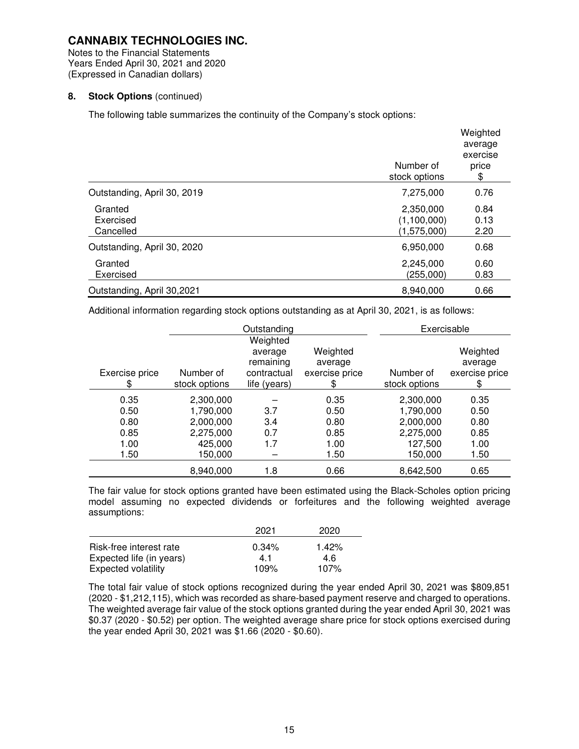# CANNABIX TECHNOLOGIES INC.

Notes to the Financial Statements
Years Ended April 30, 2021 and 2020
(Expressed in Canadian dollars)

**8. Stock Options** (continued)

The following table summarizes the continuity of the Company's stock options:

| | Number of stock options | Weighted average exercise price $ |
|---|---|---|
| Outstanding, April 30, 2019 | 7,275,000 | 0.76 |
| Granted | 2,350,000 | 0.84 |
| Exercised | (1,100,000) | 0.13 |
| Cancelled | (1,575,000) | 2.20 |
| Outstanding, April 30, 2020 | 6,950,000 | 0.68 |
| Granted | 2,245,000 | 0.60 |
| Exercised | (255,000) | 0.83 |
| Outstanding, April 30,2021 | 8,940,000 | 0.66 |

Additional information regarding stock options outstanding as at April 30, 2021, is as follows:

| | Outstanding | | | Exercisable | |
|---|---|---|---|---|---|
| Exercise price $ | Number of stock options | Weighted average remaining contractual life (years) | Weighted average exercise price $ | Number of stock options | Weighted average exercise price $ |
| 0.35 | 2,300,000 | – | 0.35 | 2,300,000 | 0.35 |
| 0.50 | 1,790,000 | 3.7 | 0.50 | 1,790,000 | 0.50 |
| 0.80 | 2,000,000 | 3.4 | 0.80 | 2,000,000 | 0.80 |
| 0.85 | 2,275,000 | 0.7 | 0.85 | 2,275,000 | 0.85 |
| 1.00 | 425,000 | 1.7 | 1.00 | 127,500 | 1.00 |
| 1.50 | 150,000 | – | 1.50 | 150,000 | 1.50 |
| | 8,940,000 | 1.8 | 0.66 | 8,642,500 | 0.65 |

The fair value for stock options granted have been estimated using the Black-Scholes option pricing model assuming no expected dividends or forfeitures and the following weighted average assumptions:

| | 2021 | 2020 |
|---|---|---|
| Risk-free interest rate | 0.34% | 1.42% |
| Expected life (in years) | 4.1 | 4.6 |
| Expected volatility | 109% | 107% |

The total fair value of stock options recognized during the year ended April 30, 2021 was $809,851 (2020 - $1,212,115), which was recorded as share-based payment reserve and charged to operations. The weighted average fair value of the stock options granted during the year ended April 30, 2021 was $0.37 (2020 - $0.52) per option. The weighted average share price for stock options exercised during the year ended April 30, 2021 was $1.66 (2020 - $0.60).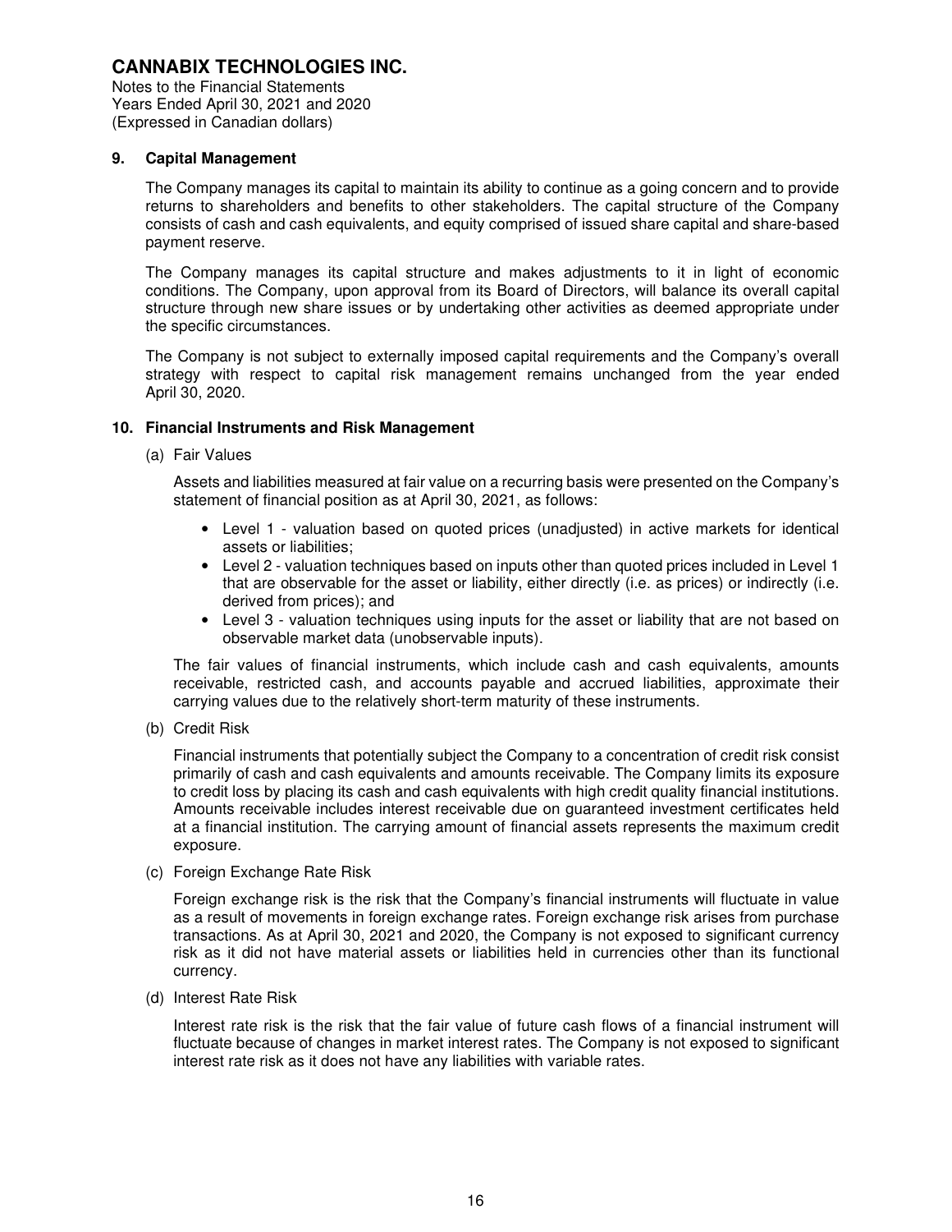**CANNABIX TECHNOLOGIES INC.**
Notes to the Financial Statements
Years Ended April 30, 2021 and 2020
(Expressed in Canadian dollars)

## 9. Capital Management

The Company manages its capital to maintain its ability to continue as a going concern and to provide returns to shareholders and benefits to other stakeholders. The capital structure of the Company consists of cash and cash equivalents, and equity comprised of issued share capital and share-based payment reserve.

The Company manages its capital structure and makes adjustments to it in light of economic conditions. The Company, upon approval from its Board of Directors, will balance its overall capital structure through new share issues or by undertaking other activities as deemed appropriate under the specific circumstances.

The Company is not subject to externally imposed capital requirements and the Company's overall strategy with respect to capital risk management remains unchanged from the year ended April 30, 2020.

## 10. Financial Instruments and Risk Management

(a) Fair Values

Assets and liabilities measured at fair value on a recurring basis were presented on the Company's statement of financial position as at April 30, 2021, as follows:

- Level 1 - valuation based on quoted prices (unadjusted) in active markets for identical assets or liabilities;
- Level 2 - valuation techniques based on inputs other than quoted prices included in Level 1 that are observable for the asset or liability, either directly (i.e. as prices) or indirectly (i.e. derived from prices); and
- Level 3 - valuation techniques using inputs for the asset or liability that are not based on observable market data (unobservable inputs).

The fair values of financial instruments, which include cash and cash equivalents, amounts receivable, restricted cash, and accounts payable and accrued liabilities, approximate their carrying values due to the relatively short-term maturity of these instruments.

(b) Credit Risk

Financial instruments that potentially subject the Company to a concentration of credit risk consist primarily of cash and cash equivalents and amounts receivable. The Company limits its exposure to credit loss by placing its cash and cash equivalents with high credit quality financial institutions. Amounts receivable includes interest receivable due on guaranteed investment certificates held at a financial institution. The carrying amount of financial assets represents the maximum credit exposure.

(c) Foreign Exchange Rate Risk

Foreign exchange risk is the risk that the Company's financial instruments will fluctuate in value as a result of movements in foreign exchange rates. Foreign exchange risk arises from purchase transactions. As at April 30, 2021 and 2020, the Company is not exposed to significant currency risk as it did not have material assets or liabilities held in currencies other than its functional currency.

(d) Interest Rate Risk

Interest rate risk is the risk that the fair value of future cash flows of a financial instrument will fluctuate because of changes in market interest rates. The Company is not exposed to significant interest rate risk as it does not have any liabilities with variable rates.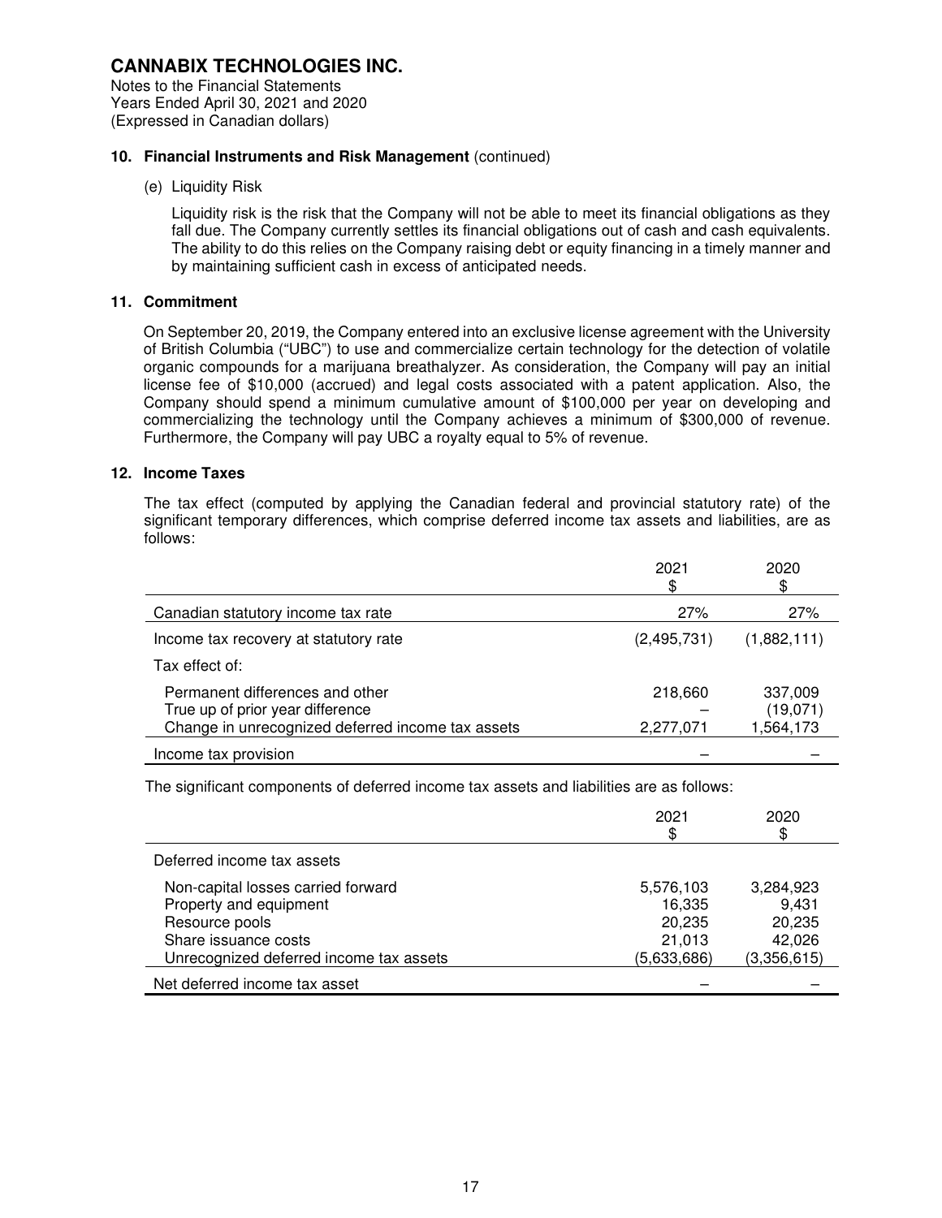# CANNABIX TECHNOLOGIES INC.

Notes to the Financial Statements
Years Ended April 30, 2021 and 2020
(Expressed in Canadian dollars)

## 10. Financial Instruments and Risk Management (continued)

(e) Liquidity Risk

Liquidity risk is the risk that the Company will not be able to meet its financial obligations as they fall due. The Company currently settles its financial obligations out of cash and cash equivalents. The ability to do this relies on the Company raising debt or equity financing in a timely manner and by maintaining sufficient cash in excess of anticipated needs.

## 11. Commitment

On September 20, 2019, the Company entered into an exclusive license agreement with the University of British Columbia ("UBC") to use and commercialize certain technology for the detection of volatile organic compounds for a marijuana breathalyzer. As consideration, the Company will pay an initial license fee of $10,000 (accrued) and legal costs associated with a patent application. Also, the Company should spend a minimum cumulative amount of $100,000 per year on developing and commercializing the technology until the Company achieves a minimum of $300,000 of revenue. Furthermore, the Company will pay UBC a royalty equal to 5% of revenue.

## 12. Income Taxes

The tax effect (computed by applying the Canadian federal and provincial statutory rate) of the significant temporary differences, which comprise deferred income tax assets and liabilities, are as follows:

| | 2021<br>$ | 2020<br>$ |
|---|---|---|
| Canadian statutory income tax rate | 27% | 27% |
| Income tax recovery at statutory rate | (2,495,731) | (1,882,111) |
| Tax effect of: | | |
| Permanent differences and other | 218,660 | 337,009 |
| True up of prior year difference | – | (19,071) |
| Change in unrecognized deferred income tax assets | 2,277,071 | 1,564,173 |
| Income tax provision | – | – |

The significant components of deferred income tax assets and liabilities are as follows:

| | 2021<br>$ | 2020<br>$ |
|---|---|---|
| Deferred income tax assets | | |
| Non-capital losses carried forward | 5,576,103 | 3,284,923 |
| Property and equipment | 16,335 | 9,431 |
| Resource pools | 20,235 | 20,235 |
| Share issuance costs | 21,013 | 42,026 |
| Unrecognized deferred income tax assets | (5,633,686) | (3,356,615) |
| Net deferred income tax asset | – | – |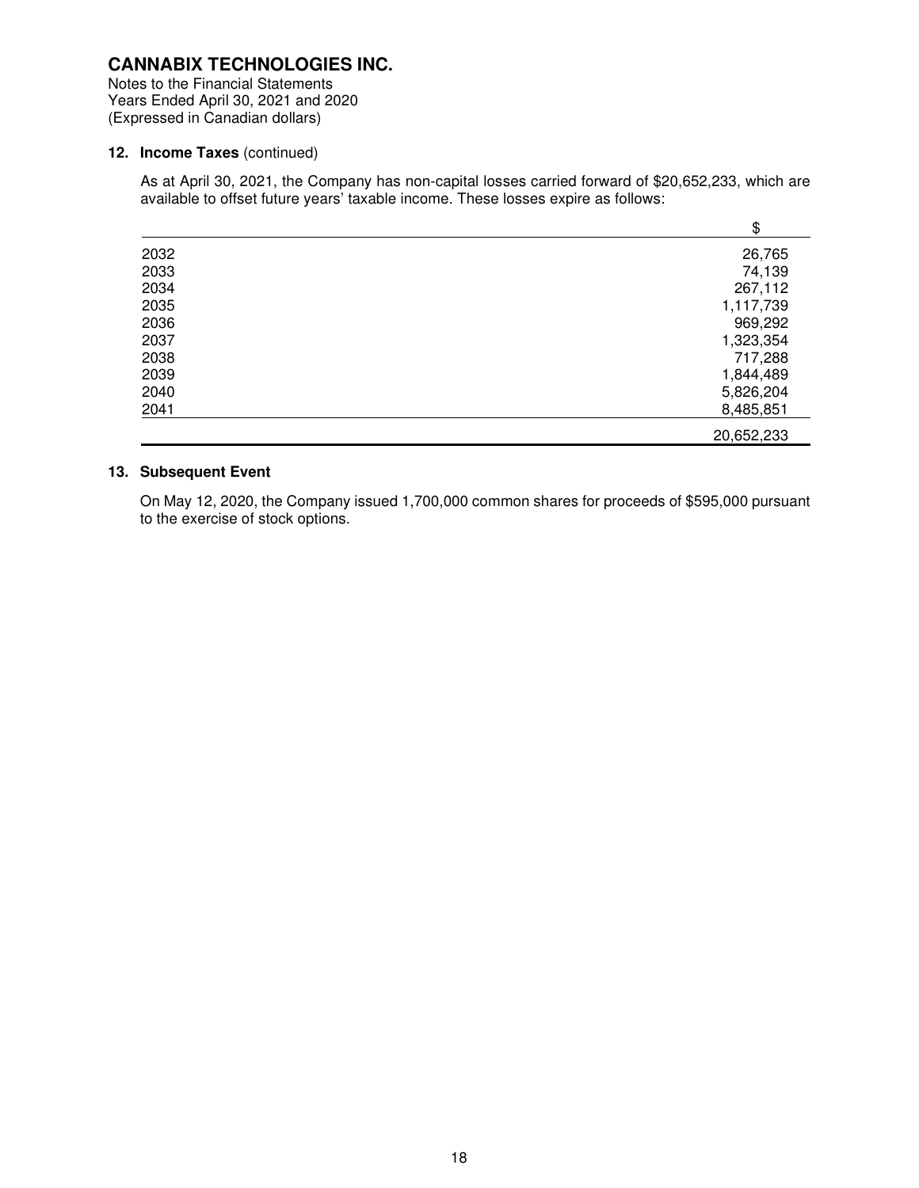# CANNABIX TECHNOLOGIES INC.

Notes to the Financial Statements
Years Ended April 30, 2021 and 2020
(Expressed in Canadian dollars)

**12. Income Taxes** (continued)

As at April 30, 2021, the Company has non-capital losses carried forward of $20,652,233, which are available to offset future years' taxable income. These losses expire as follows:

| | $ |
|---|---|
| 2032 | 26,765 |
| 2033 | 74,139 |
| 2034 | 267,112 |
| 2035 | 1,117,739 |
| 2036 | 969,292 |
| 2037 | 1,323,354 |
| 2038 | 717,288 |
| 2039 | 1,844,489 |
| 2040 | 5,826,204 |
| 2041 | 8,485,851 |
| | 20,652,233 |

**13. Subsequent Event**

On May 12, 2020, the Company issued 1,700,000 common shares for proceeds of $595,000 pursuant to the exercise of stock options.